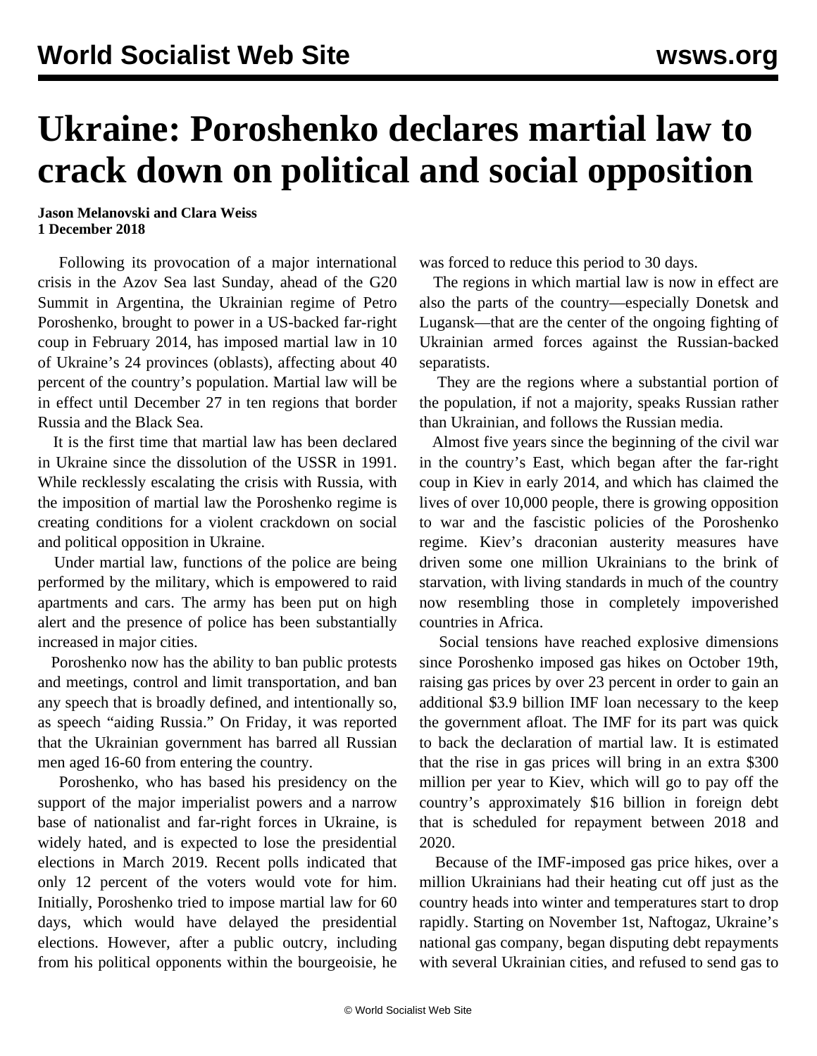# Ukraine: Poroshenko declares martial law to crack down on political and social opposition

**Jason Melanovski and Clara Weiss**
**1 December 2018**

Following its provocation of a major international crisis in the Azov Sea last Sunday, ahead of the G20 Summit in Argentina, the Ukrainian regime of Petro Poroshenko, brought to power in a US-backed far-right coup in February 2014, has imposed martial law in 10 of Ukraine's 24 provinces (oblasts), affecting about 40 percent of the country's population. Martial law will be in effect until December 27 in ten regions that border Russia and the Black Sea.

It is the first time that martial law has been declared in Ukraine since the dissolution of the USSR in 1991. While recklessly escalating the crisis with Russia, with the imposition of martial law the Poroshenko regime is creating conditions for a violent crackdown on social and political opposition in Ukraine.

Under martial law, functions of the police are being performed by the military, which is empowered to raid apartments and cars. The army has been put on high alert and the presence of police has been substantially increased in major cities.

Poroshenko now has the ability to ban public protests and meetings, control and limit transportation, and ban any speech that is broadly defined, and intentionally so, as speech "aiding Russia." On Friday, it was reported that the Ukrainian government has barred all Russian men aged 16-60 from entering the country.

Poroshenko, who has based his presidency on the support of the major imperialist powers and a narrow base of nationalist and far-right forces in Ukraine, is widely hated, and is expected to lose the presidential elections in March 2019. Recent polls indicated that only 12 percent of the voters would vote for him. Initially, Poroshenko tried to impose martial law for 60 days, which would have delayed the presidential elections. However, after a public outcry, including from his political opponents within the bourgeoisie, he was forced to reduce this period to 30 days.

The regions in which martial law is now in effect are also the parts of the country—especially Donetsk and Lugansk—that are the center of the ongoing fighting of Ukrainian armed forces against the Russian-backed separatists.

They are the regions where a substantial portion of the population, if not a majority, speaks Russian rather than Ukrainian, and follows the Russian media.

Almost five years since the beginning of the civil war in the country's East, which began after the far-right coup in Kiev in early 2014, and which has claimed the lives of over 10,000 people, there is growing opposition to war and the fascistic policies of the Poroshenko regime. Kiev's draconian austerity measures have driven some one million Ukrainians to the brink of starvation, with living standards in much of the country now resembling those in completely impoverished countries in Africa.

Social tensions have reached explosive dimensions since Poroshenko imposed gas hikes on October 19th, raising gas prices by over 23 percent in order to gain an additional $3.9 billion IMF loan necessary to the keep the government afloat. The IMF for its part was quick to back the declaration of martial law. It is estimated that the rise in gas prices will bring in an extra $300 million per year to Kiev, which will go to pay off the country's approximately $16 billion in foreign debt that is scheduled for repayment between 2018 and 2020.

Because of the IMF-imposed gas price hikes, over a million Ukrainians had their heating cut off just as the country heads into winter and temperatures start to drop rapidly. Starting on November 1st, Naftogaz, Ukraine's national gas company, began disputing debt repayments with several Ukrainian cities, and refused to send gas to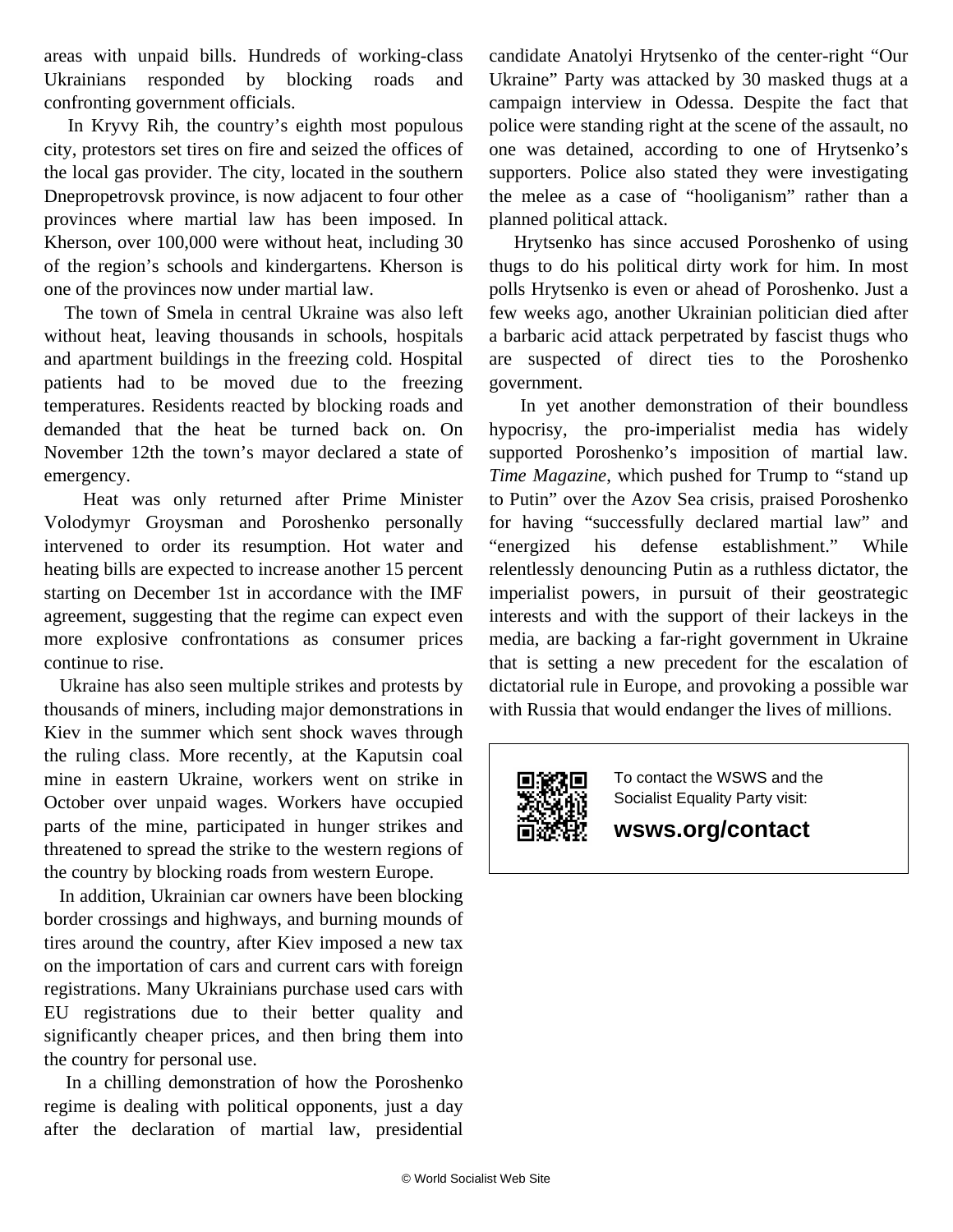areas with unpaid bills. Hundreds of working-class Ukrainians responded by blocking roads and confronting government officials.

In Kryvy Rih, the country's eighth most populous city, protestors set tires on fire and seized the offices of the local gas provider. The city, located in the southern Dnepropetrovsk province, is now adjacent to four other provinces where martial law has been imposed. In Kherson, over 100,000 were without heat, including 30 of the region's schools and kindergartens. Kherson is one of the provinces now under martial law.

The town of Smela in central Ukraine was also left without heat, leaving thousands in schools, hospitals and apartment buildings in the freezing cold. Hospital patients had to be moved due to the freezing temperatures. Residents reacted by blocking roads and demanded that the heat be turned back on. On November 12th the town's mayor declared a state of emergency.

Heat was only returned after Prime Minister Volodymyr Groysman and Poroshenko personally intervened to order its resumption. Hot water and heating bills are expected to increase another 15 percent starting on December 1st in accordance with the IMF agreement, suggesting that the regime can expect even more explosive confrontations as consumer prices continue to rise.

Ukraine has also seen multiple strikes and protests by thousands of miners, including major demonstrations in Kiev in the summer which sent shock waves through the ruling class. More recently, at the Kaputsin coal mine in eastern Ukraine, workers went on strike in October over unpaid wages. Workers have occupied parts of the mine, participated in hunger strikes and threatened to spread the strike to the western regions of the country by blocking roads from western Europe.

In addition, Ukrainian car owners have been blocking border crossings and highways, and burning mounds of tires around the country, after Kiev imposed a new tax on the importation of cars and current cars with foreign registrations. Many Ukrainians purchase used cars with EU registrations due to their better quality and significantly cheaper prices, and then bring them into the country for personal use.

In a chilling demonstration of how the Poroshenko regime is dealing with political opponents, just a day after the declaration of martial law, presidential candidate Anatolyi Hrytsenko of the center-right "Our Ukraine" Party was attacked by 30 masked thugs at a campaign interview in Odessa. Despite the fact that police were standing right at the scene of the assault, no one was detained, according to one of Hrytsenko's supporters. Police also stated they were investigating the melee as a case of "hooliganism" rather than a planned political attack.

Hrytsenko has since accused Poroshenko of using thugs to do his political dirty work for him. In most polls Hrytsenko is even or ahead of Poroshenko. Just a few weeks ago, another Ukrainian politician died after a barbaric acid attack perpetrated by fascist thugs who are suspected of direct ties to the Poroshenko government.

In yet another demonstration of their boundless hypocrisy, the pro-imperialist media has widely supported Poroshenko's imposition of martial law. *Time Magazine*, which pushed for Trump to "stand up to Putin" over the Azov Sea crisis, praised Poroshenko for having "successfully declared martial law" and "energized his defense establishment." While relentlessly denouncing Putin as a ruthless dictator, the imperialist powers, in pursuit of their geostrategic interests and with the support of their lackeys in the media, are backing a far-right government in Ukraine that is setting a new precedent for the escalation of dictatorial rule in Europe, and provoking a possible war with Russia that would endanger the lives of millions.

To contact the WSWS and the Socialist Equality Party visit:

**wsws.org/contact**